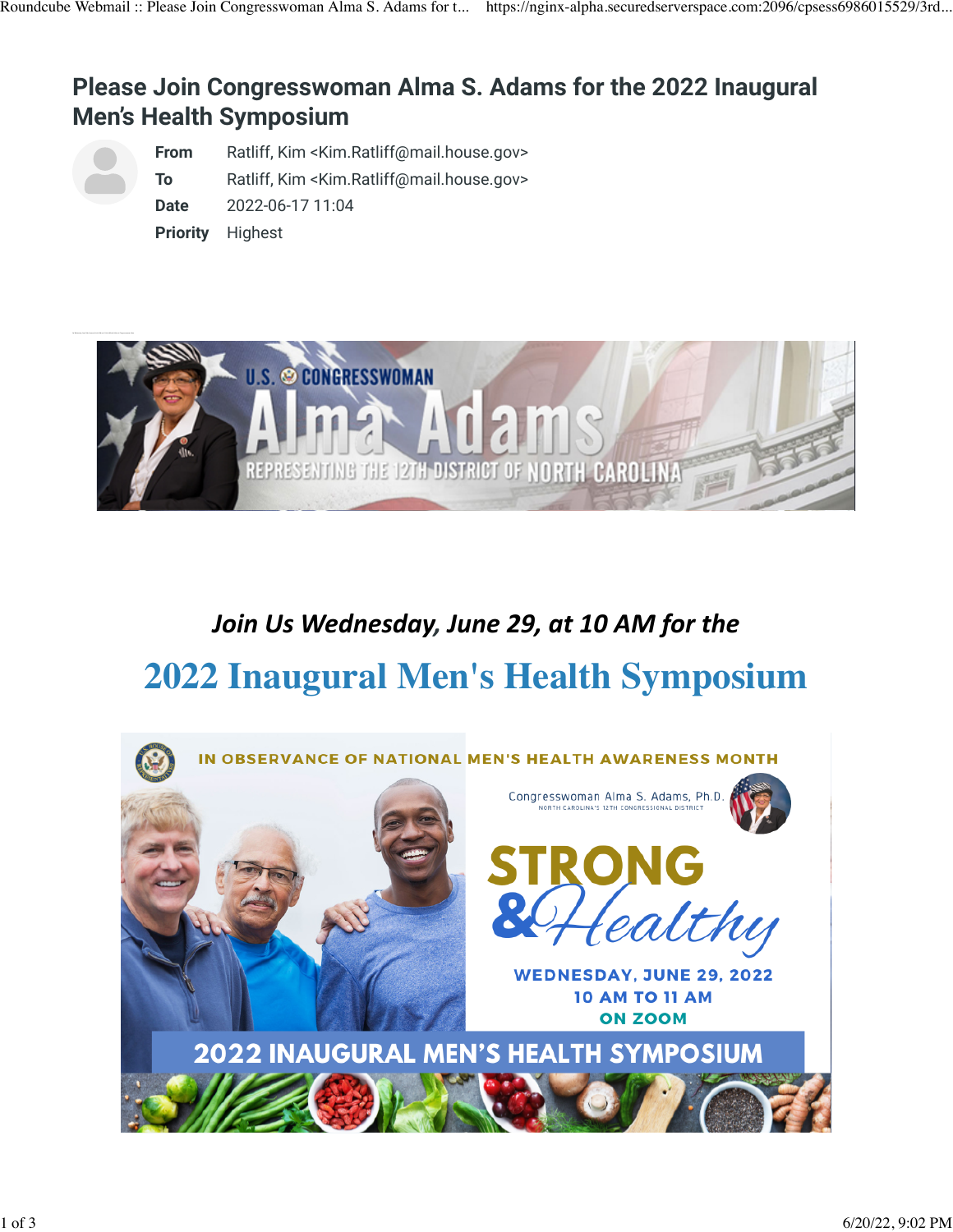# Please Join Congresswoman Alma S. Adams for the 2022 Inaugural Men's Health Symposium

**From** Ratliff, Kim <Kim.Ratliff@mail.house.gov>
**To** Ratliff, Kim <Kim.Ratliff@mail.house.gov>
**Date** 2022-06-17 11:04
**Priority** Highest

U.S. CONGRESSWOMAN
Alma Adams
REPRESENTING THE 12TH DISTRICT OF NORTH CAROLINA

***Join Us Wednesday, June 29, at 10 AM for the***

## 2022 Inaugural Men's Health Symposium

IN OBSERVANCE OF NATIONAL MEN'S HEALTH AWARENESS MONTH

Congresswoman Alma S. Adams, Ph.D.
NORTH CAROLINA'S 12TH CONGRESSIONAL DISTRICT

STRONG & Healthy

WEDNESDAY, JUNE 29, 2022
10 AM TO 11 AM
ON ZOOM

2022 INAUGURAL MEN'S HEALTH SYMPOSIUM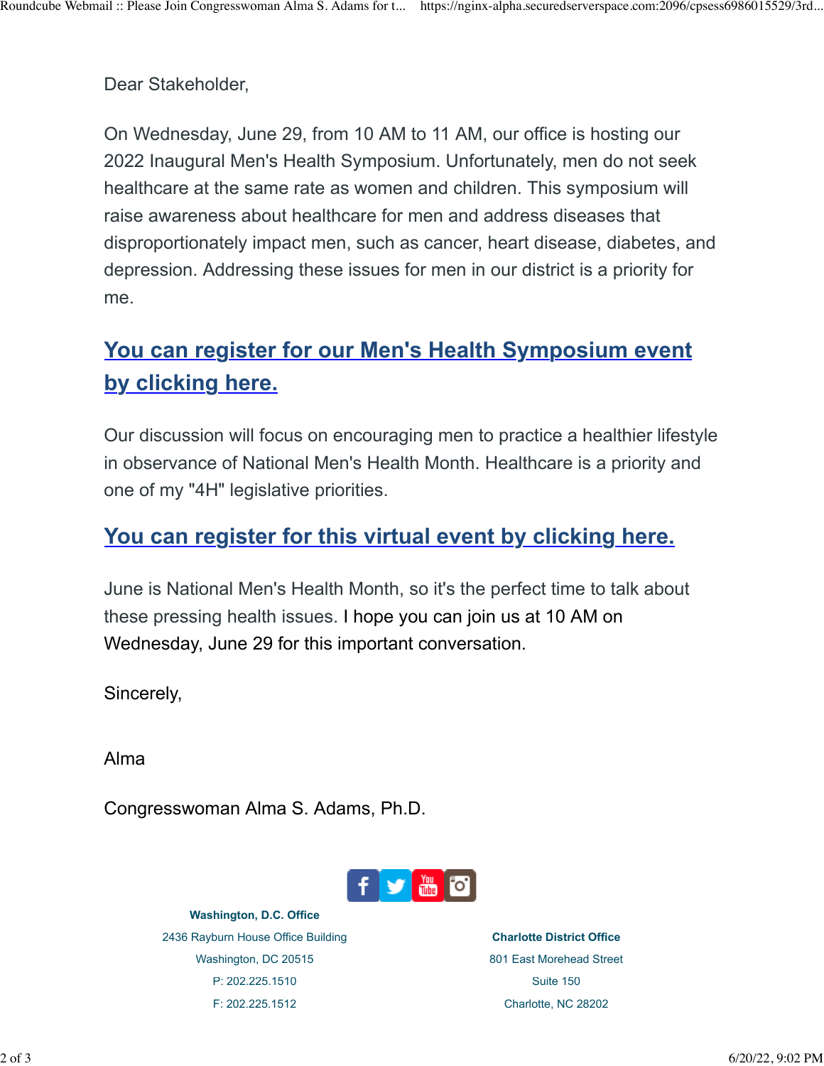Dear Stakeholder,

On Wednesday, June 29, from 10 AM to 11 AM, our office is hosting our 2022 Inaugural Men's Health Symposium. Unfortunately, men do not seek healthcare at the same rate as women and children. This symposium will raise awareness about healthcare for men and address diseases that disproportionately impact men, such as cancer, heart disease, diabetes, and depression. Addressing these issues for men in our district is a priority for me.

## You can register for our Men's Health Symposium event by clicking here.

Our discussion will focus on encouraging men to practice a healthier lifestyle in observance of National Men's Health Month. Healthcare is a priority and one of my "4H" legislative priorities.

## You can register for this virtual event by clicking here.

June is National Men's Health Month, so it's the perfect time to talk about these pressing health issues. I hope you can join us at 10 AM on Wednesday, June 29 for this important conversation.

Sincerely,

Alma

Congresswoman Alma S. Adams, Ph.D.

**Washington, D.C. Office**
2436 Rayburn House Office Building
Washington, DC 20515
P: 202.225.1510
F: 202.225.1512

**Charlotte District Office**
801 East Morehead Street
Suite 150
Charlotte, NC 28202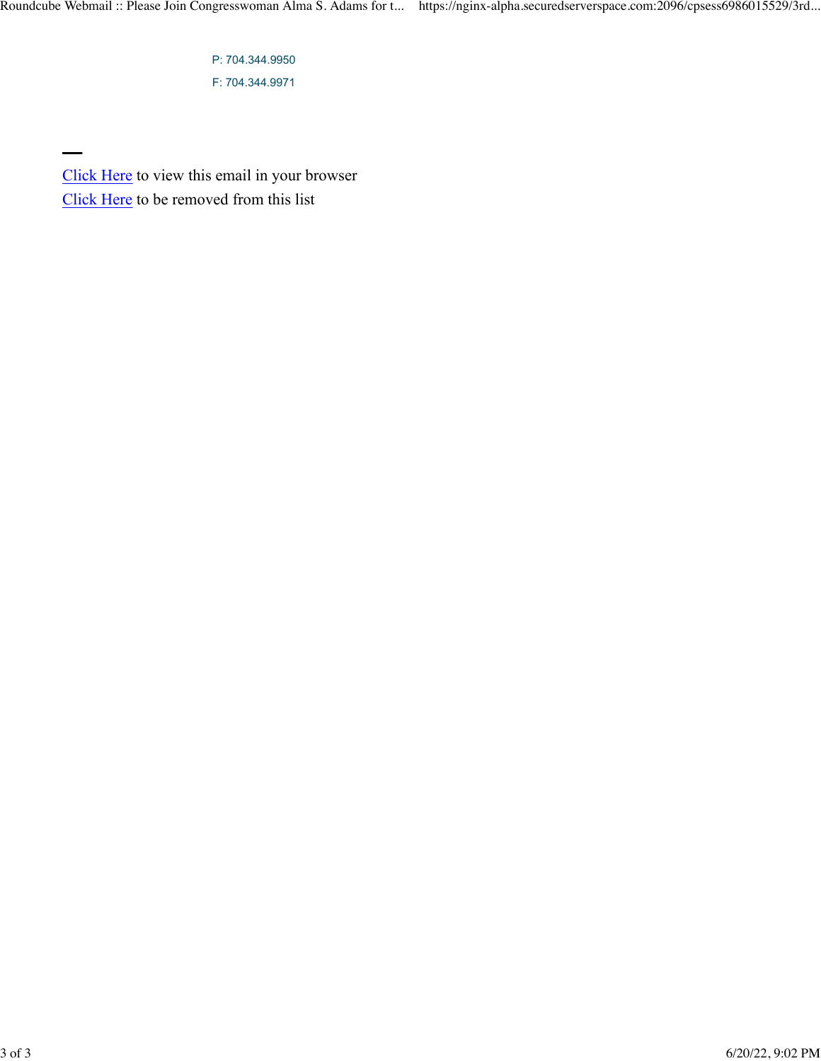P: 704.344.9950

F: 704.344.9971

---

Click Here to view this email in your browser

Click Here to be removed from this list